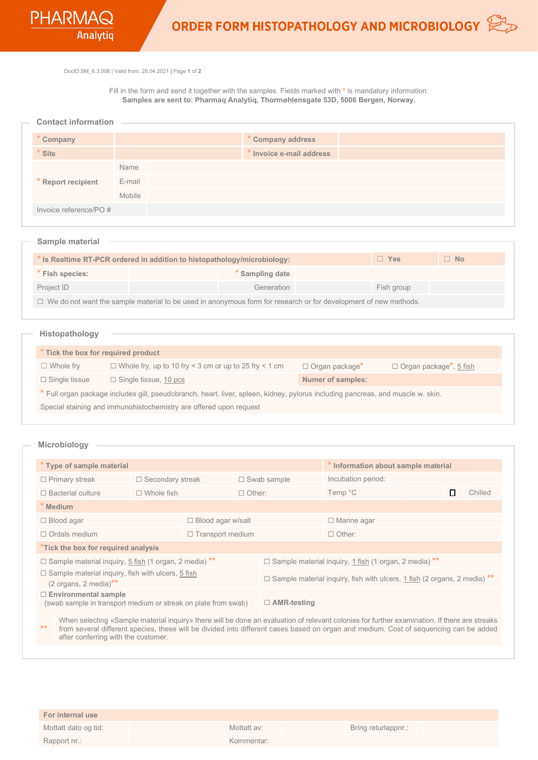PHARMAQ Analytiq

# ORDER FORM HISTOPATHOLOGY AND MICROBIOLOGY

DocID:SM_6.3.008 | Valid from: 28.04.2021 | Page **1** of **2**

Fill in the form and send it together with the samples. Fields marked with * is mandatory information.
**Samples are sent to: Pharmaq Analytiq, Thormøhlensgate 53D, 5006 Bergen, Norway.**

## Contact information

| | | | |
|---|---|---|---|
| * **Company** | | * **Company address** | |
| * **Site** | | * **Invoice e-mail address** | |
| * **Report recipient** | Name | | |
| | E-mail | | |
| | Mobile | | |
| Invoice reference/PO # | | | |

## Sample material

| | | | | | |
|---|---|---|---|---|---|
| * **Is Realtime RT-PCR ordered in addition to histopathology/microbiology:** | | | | ☐ **Yes** | ☐ **No** |
| * **Fish species:** | | * **Sampling date** | | | |
| Project ID | | Generation | | Fish group | |

☐ We do not want the sample material to be used in anonymous form for research or for development of new methods.

## Histopathology

| | | | |
|---|---|---|---|
| * **Tick the box for required product** | | | |
| ☐ Whole fry | ☐ Whole fry, up to 10 fry < 3 cm or up to 25 fry < 1 cm | ☐ Organ package* | ☐ Organ package*, 5 fish |
| ☐ Single tissue | ☐ Single tissue, 10 pcs | **Numer of samples:** | |

* Full organ package includes gill, pseudobranch, heart, liver, spleen, kidney, pylorus including pancreas, and muscle w. skin.

Special staining and immunohistochemistry are offered upon request

## Microbiology

| | | | | | |
|---|---|---|---|---|---|
| * **Type of sample material** | | | * **Information about sample material** | | |
| ☐ Primary streak | ☐ Secondary streak | ☐ Swab sample | Incubation period: | | |
| ☐ Bacterial culture | ☐ Whole fish | ☐ Other: | Temp °C | | ☐ Chilled |

| | | |
|---|---|---|
| * **Medium** | | |
| ☐ Blood agar | ☐ Blood agar w/salt | ☐ Marine agar |
| ☐ Ordals medium | ☐ Transport medium | ☐ Other: |

| | |
|---|---|
| * **Tick the box for required analysis** | |
| ☐ Sample material inquiry, 5 fish (1 organ, 2 media) ** | ☐ Sample material inquiry, 1 fish (1 organ, 2 media) ** |
| ☐ Sample material inquiry, fish with ulcers, 5 fish (2 organs, 2 media)** | ☐ Sample material inquiry, fish with ulcers, 1 fish (2 organs, 2 media) ** |
| ☐ **Environmental sample** (swab sample in transport medium or streak on plate from swab) | ☐ **AMR-testing** |

** When selecting «Sample material inquiry» there will be done an evaluation of relevant colonies for further examination. If there are streaks from several different species, these will be divided into different cases based on organ and medium. Cost of sequencing can be added after conferring with the customer.

| | | | | | |
|---|---|---|---|---|---|
| **For internal use** | | | | | |
| Mottatt dato og tid: | | Mottatt av: | | Bring returlappnr.: | |
| Rapport nr.: | | Kommentar: | | | |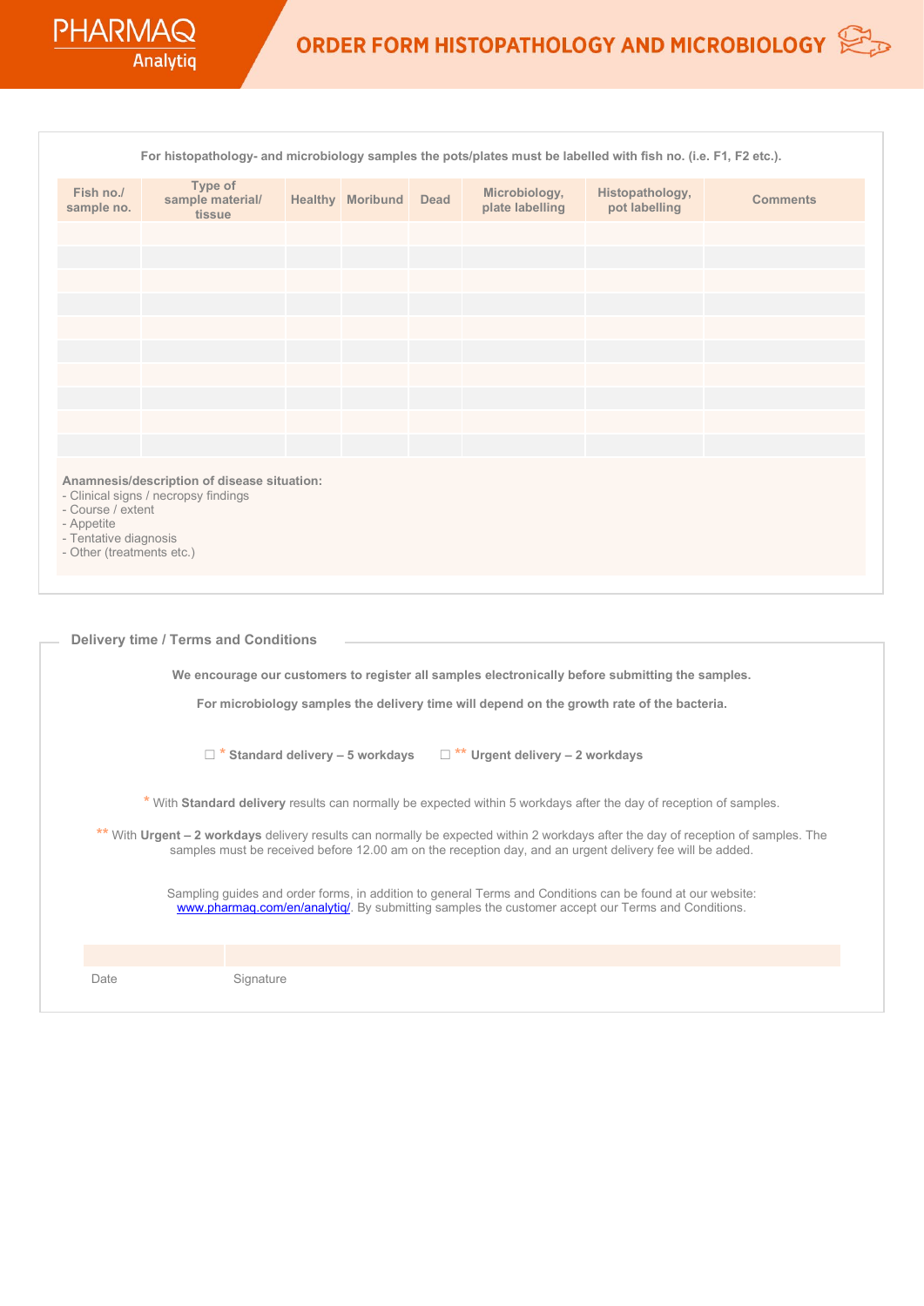# ORDER FORM HISTOPATHOLOGY AND MICROBIOLOGY

PHARMAQ Analytiq

**For histopathology- and microbiology samples the pots/plates must be labelled with fish no. (i.e. F1, F2 etc.).**

| Fish no./ sample no. | Type of sample material/ tissue | Healthy | Moribund | Dead | Microbiology, plate labelling | Histopathology, pot labelling | Comments |
|---|---|---|---|---|---|---|---|
| | | | | | | | |
| | | | | | | | |
| | | | | | | | |
| | | | | | | | |
| | | | | | | | |
| | | | | | | | |
| | | | | | | | |
| | | | | | | | |
| | | | | | | | |
| | | | | | | | |

**Anamnesis/description of disease situation:**
- Clinical signs / necropsy findings
- Course / extent
- Appetite
- Tentative diagnosis
- Other (treatments etc.)

## Delivery time / Terms and Conditions

**We encourage our customers to register all samples electronically before submitting the samples.**

**For microbiology samples the delivery time will depend on the growth rate of the bacteria.**

☐ * **Standard delivery – 5 workdays** ☐ ** **Urgent delivery – 2 workdays**

* With **Standard delivery** results can normally be expected within 5 workdays after the day of reception of samples.

** With **Urgent – 2 workdays** delivery results can normally be expected within 2 workdays after the day of reception of samples. The samples must be received before 12.00 am on the reception day, and an urgent delivery fee will be added.

Sampling guides and order forms, in addition to general Terms and Conditions can be found at our website: www.pharmaq.com/en/analytiq/. By submitting samples the customer accept our Terms and Conditions.

| | |
|---|---|
| | |
| Date | Signature |